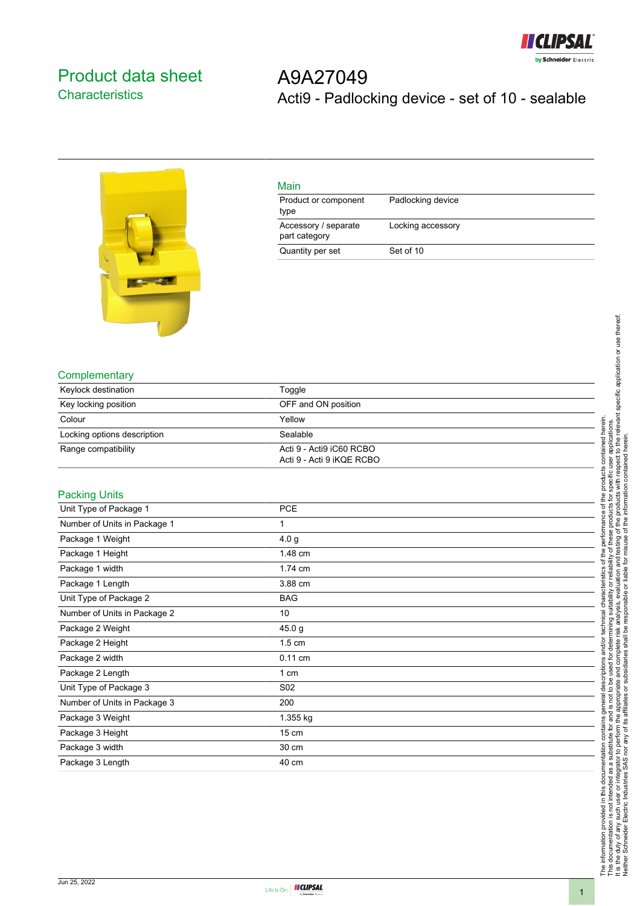# Product data sheet
## Characteristics

# A9A27049
## Acti9 - Padlocking device - set of 10 - sealable

### Main

| | |
|---|---|
| Product or component type | Padlocking device |
| Accessory / separate part category | Locking accessory |
| Quantity per set | Set of 10 |

### Complementary

| | |
|---|---|
| Keylock destination | Toggle |
| Key locking position | OFF and ON position |
| Colour | Yellow |
| Locking options description | Sealable |
| Range compatibility | Acti 9 - Acti9 iC60 RCBO<br>Acti 9 - Acti 9 iKQE RCBO |

### Packing Units

| | |
|---|---|
| Unit Type of Package 1 | PCE |
| Number of Units in Package 1 | 1 |
| Package 1 Weight | 4.0 g |
| Package 1 Height | 1.48 cm |
| Package 1 width | 1.74 cm |
| Package 1 Length | 3.88 cm |
| Unit Type of Package 2 | BAG |
| Number of Units in Package 2 | 10 |
| Package 2 Weight | 45.0 g |
| Package 2 Height | 1.5 cm |
| Package 2 width | 0.11 cm |
| Package 2 Length | 1 cm |
| Unit Type of Package 3 | S02 |
| Number of Units in Package 3 | 200 |
| Package 3 Weight | 1.355 kg |
| Package 3 Height | 15 cm |
| Package 3 width | 30 cm |
| Package 3 Length | 40 cm |

The information provided in this documentation contains general descriptions and/or technical characteristics of the performance of the products contained herein.
This documentation is not intended as a substitute for and is not to be used for determining suitability or reliability of these products for specific user applications.
It is the duty of any such user or integrator to perform the appropriate and complete risk analysis, evaluation and testing of the products with respect to the relevant specific application or use thereof.
Neither Schneider Electric Industries SAS nor any of its affiliates or subsidiaries shall be responsible or liable for misuse of the information contained herein.

Jun 25, 2022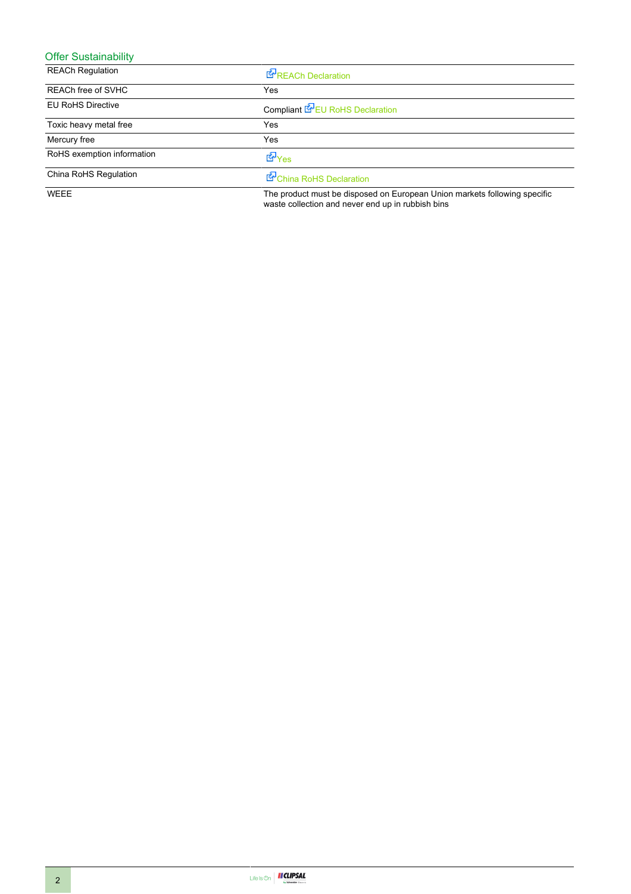## Offer Sustainability

| | |
|---|---|
| REACh Regulation | REACh Declaration |
| REACh free of SVHC | Yes |
| EU RoHS Directive | Compliant EU RoHS Declaration |
| Toxic heavy metal free | Yes |
| Mercury free | Yes |
| RoHS exemption information | Yes |
| China RoHS Regulation | China RoHS Declaration |
| WEEE | The product must be disposed on European Union markets following specific waste collection and never end up in rubbish bins |